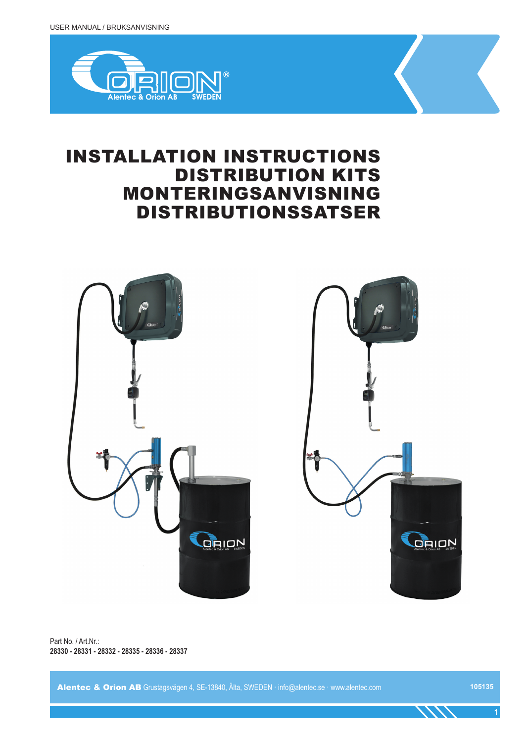USER MANUAL / BRUKSANVISNING

# INSTALLATION INSTRUCTIONS
# DISTRIBUTION KITS
# MONTERINGSANVISNING
# DISTRIBUTIONSSATSER

Part No. / Art.Nr.:
**28330 - 28331 - 28332 - 28335 - 28336 - 28337**

**Alentec & Orion AB** Grustagsvägen 4, SE-13840, Älta, SWEDEN · info@alentec.se · www.alentec.com

105135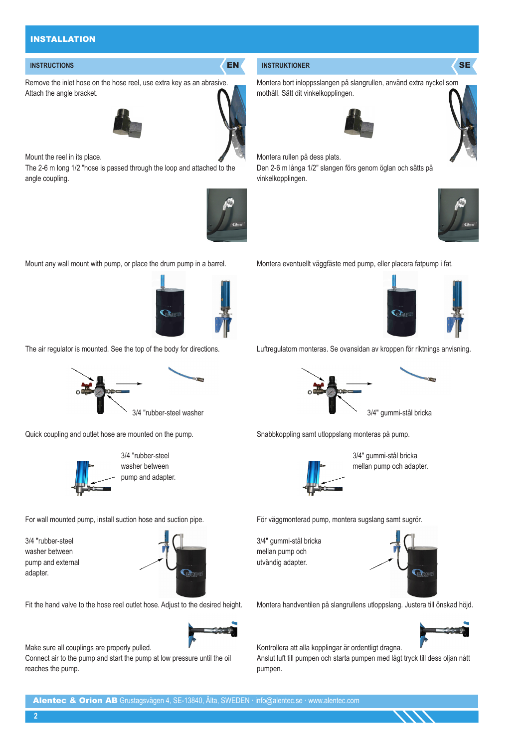# INSTALLATION

## INSTRUCTIONS (EN)

Remove the inlet hose on the hose reel, use extra key as an abrasive. Attach the angle bracket.

Mount the reel in its place.
The 2-6 m long 1/2 "hose is passed through the loop and attached to the angle coupling.

Mount any wall mount with pump, or place the drum pump in a barrel.

The air regulator is mounted. See the top of the body for directions.

3/4 "rubber-steel washer

Quick coupling and outlet hose are mounted on the pump.

3/4 "rubber-steel washer between pump and adapter.

For wall mounted pump, install suction hose and suction pipe.

3/4 "rubber-steel washer between pump and external adapter.

Fit the hand valve to the hose reel outlet hose. Adjust to the desired height.

Make sure all couplings are properly pulled.
Connect air to the pump and start the pump at low pressure until the oil reaches the pump.

## INSTRUKTIONER (SE)

Montera bort inloppsslangen på slangrullen, använd extra nyckel som mothåll. Sätt dit vinkelkopplingen.

Montera rullen på dess plats.
Den 2-6 m långa 1/2" slangen förs genom öglan och sätts på vinkelkopplingen.

Montera eventuellt väggfäste med pump, eller placera fatpump i fat.

Luftregulatorn monteras. Se ovansidan av kroppen för riktnings anvisning.

3/4" gummi-stål bricka

Snabbkoppling samt utloppslang monteras på pump.

3/4" gummi-stål bricka mellan pump och adapter.

För väggmonterad pump, montera sugslang samt sugrör.

3/4" gummi-stål bricka mellan pump och utvändig adapter.

Montera handventilen på slangrullens utloppslang. Justera till önskad höjd.

Kontrollera att alla kopplingar är ordentligt dragna.
Anslut luft till pumpen och starta pumpen med lågt tryck till dess oljan nått pumpen.

**Alentec & Orion AB** Grustagsvägen 4, SE-13840, Älta, SWEDEN · info@alentec.se · www.alentec.com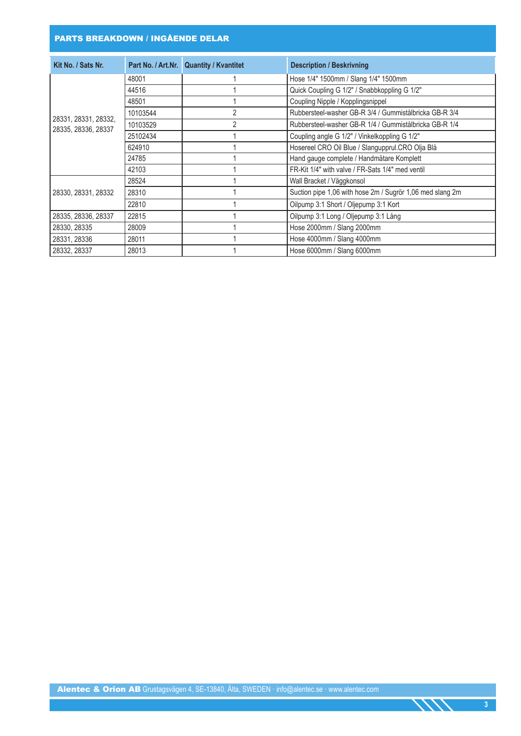## PARTS BREAKDOWN / INGÅENDE DELAR

| Kit No. / Sats Nr. | Part No. / Art.Nr. | Quantity / Kvantitet | Description / Beskrivning |
|---|---|---|---|
| 28331, 28331, 28332, 28335, 28336, 28337 | 48001 | 1 | Hose 1/4" 1500mm / Slang 1/4" 1500mm |
| | 44516 | 1 | Quick Coupling G 1/2" / Snabbkoppling G 1/2" |
| | 48501 | 1 | Coupling Nipple / Kopplingsnippel |
| | 10103544 | 2 | Rubbersteel-washer GB-R 3/4 / Gummistålbricka GB-R 3/4 |
| | 10103529 | 2 | Rubbersteel-washer GB-R 1/4 / Gummistålbricka GB-R 1/4 |
| | 25102434 | 1 | Coupling angle G 1/2" / Vinkelkoppling G 1/2" |
| | 624910 | 1 | Hosereel CRO Oil Blue / Slangupprul.CRO Olja Blå |
| | 24785 | 1 | Hand gauge complete / Handmätare Komplett |
| | 42103 | 1 | FR-Kit 1/4" with valve / FR-Sats 1/4" med ventil |
| 28330, 28331, 28332 | 28524 | 1 | Wall Bracket / Väggkonsol |
| | 28310 | 1 | Suction pipe 1,06 with hose 2m / Sugrör 1,06 med slang 2m |
| | 22810 | 1 | Oilpump 3:1 Short / Oljepump 3:1 Kort |
| 28335, 28336, 28337 | 22815 | 1 | Oilpump 3:1 Long / Oljepump 3:1 Lång |
| 28330, 28335 | 28009 | 1 | Hose 2000mm / Slang 2000mm |
| 28331, 28336 | 28011 | 1 | Hose 4000mm / Slang 4000mm |
| 28332, 28337 | 28013 | 1 | Hose 6000mm / Slang 6000mm |

**Alentec & Orion AB** Grustagsvägen 4, SE-13840, Älta, SWEDEN · info@alentec.se · www.alentec.com